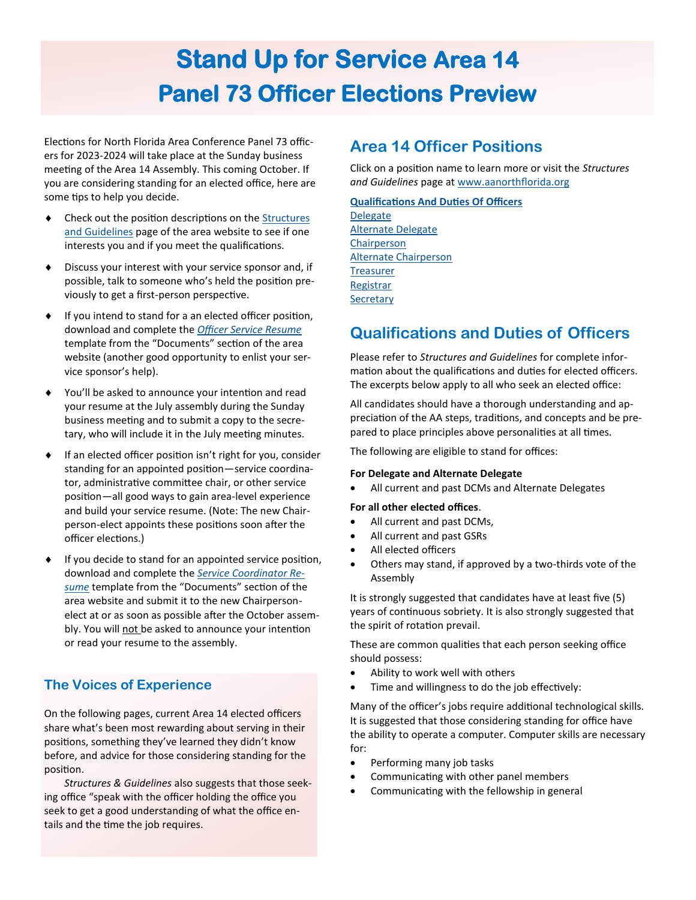# Stand Up for Service Area 14
# Panel 73 Officer Elections Preview

Elections for North Florida Area Conference Panel 73 officers for 2023-2024 will take place at the Sunday business meeting of the Area 14 Assembly. This coming October. If you are considering standing for an elected office, here are some tips to help you decide.

- Check out the position descriptions on the Structures and Guidelines page of the area website to see if one interests you and if you meet the qualifications.
- Discuss your interest with your service sponsor and, if possible, talk to someone who's held the position previously to get a first-person perspective.
- If you intend to stand for a an elected officer position, download and complete the *Officer Service Resume* template from the "Documents" section of the area website (another good opportunity to enlist your service sponsor's help).
- You'll be asked to announce your intention and read your resume at the July assembly during the Sunday business meeting and to submit a copy to the secretary, who will include it in the July meeting minutes.
- If an elected officer position isn't right for you, consider standing for an appointed position—service coordinator, administrative committee chair, or other service position—all good ways to gain area-level experience and build your service resume. (Note: The new Chairperson-elect appoints these positions soon after the officer elections.)
- If you decide to stand for an appointed service position, download and complete the *Service Coordinator Resume* template from the "Documents" section of the area website and submit it to the new Chairperson-elect at or as soon as possible after the October assembly. You will not be asked to announce your intention or read your resume to the assembly.

## The Voices of Experience

On the following pages, current Area 14 elected officers share what's been most rewarding about serving in their positions, something they've learned they didn't know before, and advice for those considering standing for the position.

*Structures & Guidelines* also suggests that those seeking office "speak with the officer holding the office you seek to get a good understanding of what the office entails and the time the job requires.

## Area 14 Officer Positions

Click on a position name to learn more or visit the *Structures and Guidelines* page at www.aanorthflorida.org

**Qualifications And Duties Of Officers**
Delegate
Alternate Delegate
Chairperson
Alternate Chairperson
Treasurer
Registrar
Secretary

## Qualifications and Duties of Officers

Please refer to *Structures and Guidelines* for complete information about the qualifications and duties for elected officers. The excerpts below apply to all who seek an elected office:

All candidates should have a thorough understanding and appreciation of the AA steps, traditions, and concepts and be prepared to place principles above personalities at all times.

The following are eligible to stand for offices:

**For Delegate and Alternate Delegate**

- All current and past DCMs and Alternate Delegates

**For all other elected offices**.

- All current and past DCMs,
- All current and past GSRs
- All elected officers
- Others may stand, if approved by a two-thirds vote of the Assembly

It is strongly suggested that candidates have at least five (5) years of continuous sobriety. It is also strongly suggested that the spirit of rotation prevail.

These are common qualities that each person seeking office should possess:

- Ability to work well with others
- Time and willingness to do the job effectively:

Many of the officer's jobs require additional technological skills. It is suggested that those considering standing for office have the ability to operate a computer. Computer skills are necessary for:

- Performing many job tasks
- Communicating with other panel members
- Communicating with the fellowship in general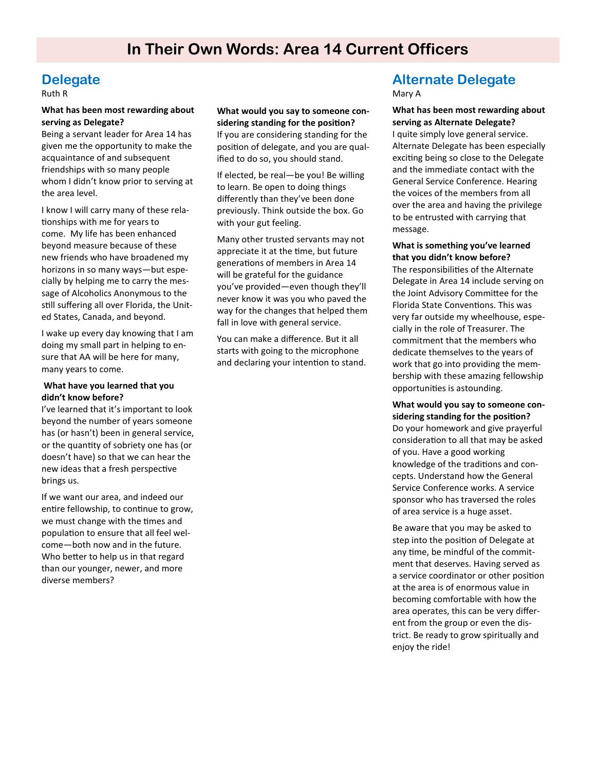# In Their Own Words: Area 14 Current Officers

## Delegate

Ruth R

**What has been most rewarding about serving as Delegate?**
Being a servant leader for Area 14 has given me the opportunity to make the acquaintance of and subsequent friendships with so many people whom I didn't know prior to serving at the area level.

I know I will carry many of these relationships with me for years to come. My life has been enhanced beyond measure because of these new friends who have broadened my horizons in so many ways—but especially by helping me to carry the message of Alcoholics Anonymous to the still suffering all over Florida, the United States, Canada, and beyond.

I wake up every day knowing that I am doing my small part in helping to ensure that AA will be here for many, many years to come.

**What have you learned that you didn't know before?**
I've learned that it's important to look beyond the number of years someone has (or hasn't) been in general service, or the quantity of sobriety one has (or doesn't have) so that we can hear the new ideas that a fresh perspective brings us.

If we want our area, and indeed our entire fellowship, to continue to grow, we must change with the times and population to ensure that all feel welcome—both now and in the future. Who better to help us in that regard than our younger, newer, and more diverse members?

**What would you say to someone considering standing for the position?**
If you are considering standing for the position of delegate, and you are qualified to do so, you should stand.

If elected, be real—be you! Be willing to learn. Be open to doing things differently than they've been done previously. Think outside the box. Go with your gut feeling.

Many other trusted servants may not appreciate it at the time, but future generations of members in Area 14 will be grateful for the guidance you've provided—even though they'll never know it was you who paved the way for the changes that helped them fall in love with general service.

You can make a difference. But it all starts with going to the microphone and declaring your intention to stand.

## Alternate Delegate

Mary A

**What has been most rewarding about serving as Alternate Delegate?**
I quite simply love general service. Alternate Delegate has been especially exciting being so close to the Delegate and the immediate contact with the General Service Conference. Hearing the voices of the members from all over the area and having the privilege to be entrusted with carrying that message.

**What is something you've learned that you didn't know before?**
The responsibilities of the Alternate Delegate in Area 14 include serving on the Joint Advisory Committee for the Florida State Conventions. This was very far outside my wheelhouse, especially in the role of Treasurer. The commitment that the members who dedicate themselves to the years of work that go into providing the membership with these amazing fellowship opportunities is astounding.

**What would you say to someone considering standing for the position?**
Do your homework and give prayerful consideration to all that may be asked of you. Have a good working knowledge of the traditions and concepts. Understand how the General Service Conference works. A service sponsor who has traversed the roles of area service is a huge asset.

Be aware that you may be asked to step into the position of Delegate at any time, be mindful of the commitment that deserves. Having served as a service coordinator or other position at the area is of enormous value in becoming comfortable with how the area operates, this can be very different from the group or even the district. Be ready to grow spiritually and enjoy the ride!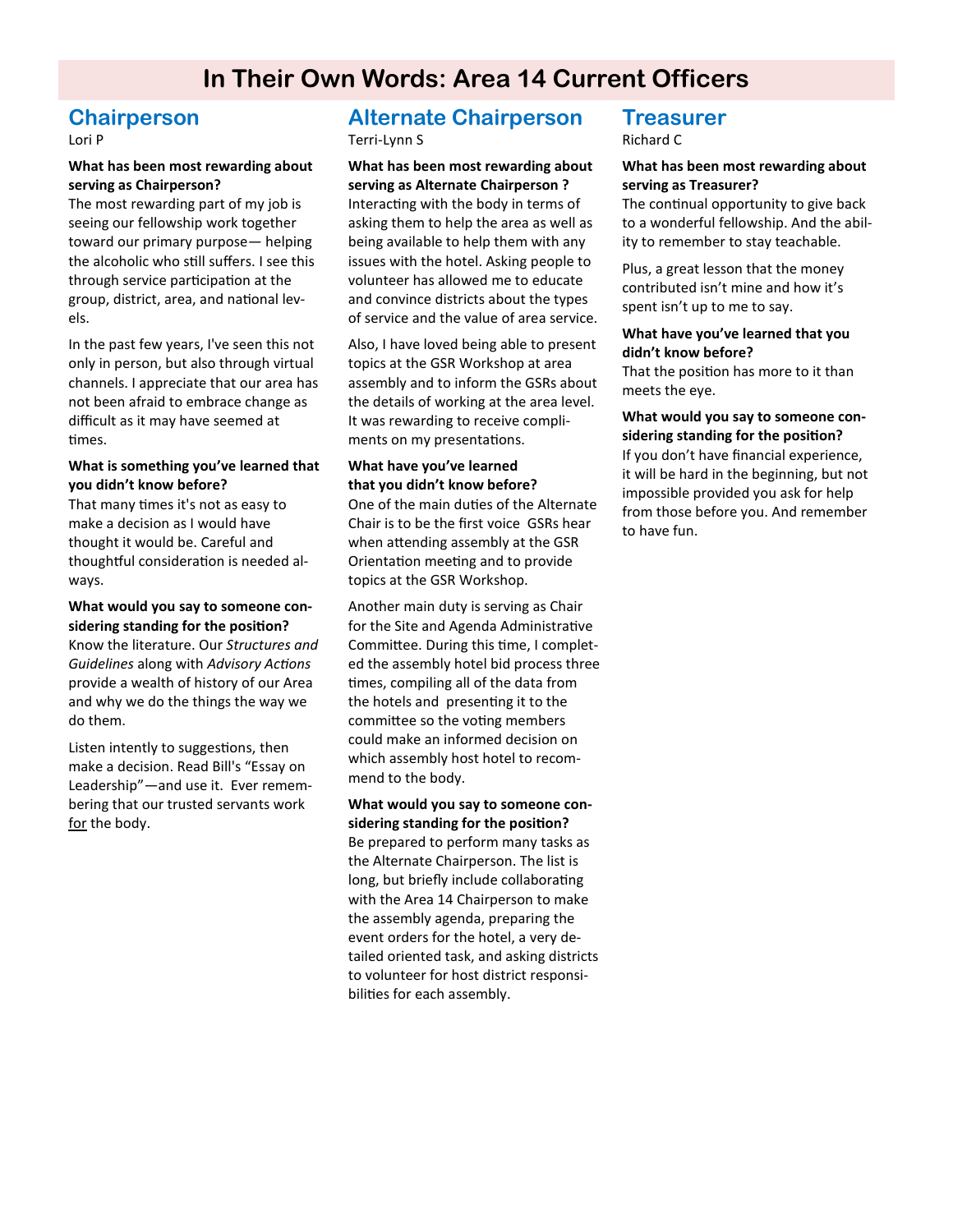# In Their Own Words: Area 14 Current Officers

## Chairperson

Lori P

**What has been most rewarding about serving as Chairperson?**

The most rewarding part of my job is seeing our fellowship work together toward our primary purpose— helping the alcoholic who still suffers. I see this through service participation at the group, district, area, and national levels.

In the past few years, I've seen this not only in person, but also through virtual channels. I appreciate that our area has not been afraid to embrace change as difficult as it may have seemed at times.

**What is something you've learned that you didn't know before?**

That many times it's not as easy to make a decision as I would have thought it would be. Careful and thoughtful consideration is needed always.

**What would you say to someone considering standing for the position?**

Know the literature. Our *Structures and Guidelines* along with *Advisory Actions* provide a wealth of history of our Area and why we do the things the way we do them.

Listen intently to suggestions, then make a decision. Read Bill's "Essay on Leadership"—and use it. Ever remembering that our trusted servants work <u>for</u> the body.

## Alternate Chairperson

Terri-Lynn S

**What has been most rewarding about serving as Alternate Chairperson ?**

Interacting with the body in terms of asking them to help the area as well as being available to help them with any issues with the hotel. Asking people to volunteer has allowed me to educate and convince districts about the types of service and the value of area service.

Also, I have loved being able to present topics at the GSR Workshop at area assembly and to inform the GSRs about the details of working at the area level. It was rewarding to receive compliments on my presentations.

**What have you've learned that you didn't know before?**

One of the main duties of the Alternate Chair is to be the first voice GSRs hear when attending assembly at the GSR Orientation meeting and to provide topics at the GSR Workshop.

Another main duty is serving as Chair for the Site and Agenda Administrative Committee. During this time, I completed the assembly hotel bid process three times, compiling all of the data from the hotels and presenting it to the committee so the voting members could make an informed decision on which assembly host hotel to recommend to the body.

**What would you say to someone considering standing for the position?**

Be prepared to perform many tasks as the Alternate Chairperson. The list is long, but briefly include collaborating with the Area 14 Chairperson to make the assembly agenda, preparing the event orders for the hotel, a very detailed oriented task, and asking districts to volunteer for host district responsibilities for each assembly.

## Treasurer

Richard C

**What has been most rewarding about serving as Treasurer?**

The continual opportunity to give back to a wonderful fellowship. And the ability to remember to stay teachable.

Plus, a great lesson that the money contributed isn't mine and how it's spent isn't up to me to say.

**What have you've learned that you didn't know before?**

That the position has more to it than meets the eye.

**What would you say to someone considering standing for the position?**

If you don't have financial experience, it will be hard in the beginning, but not impossible provided you ask for help from those before you. And remember to have fun.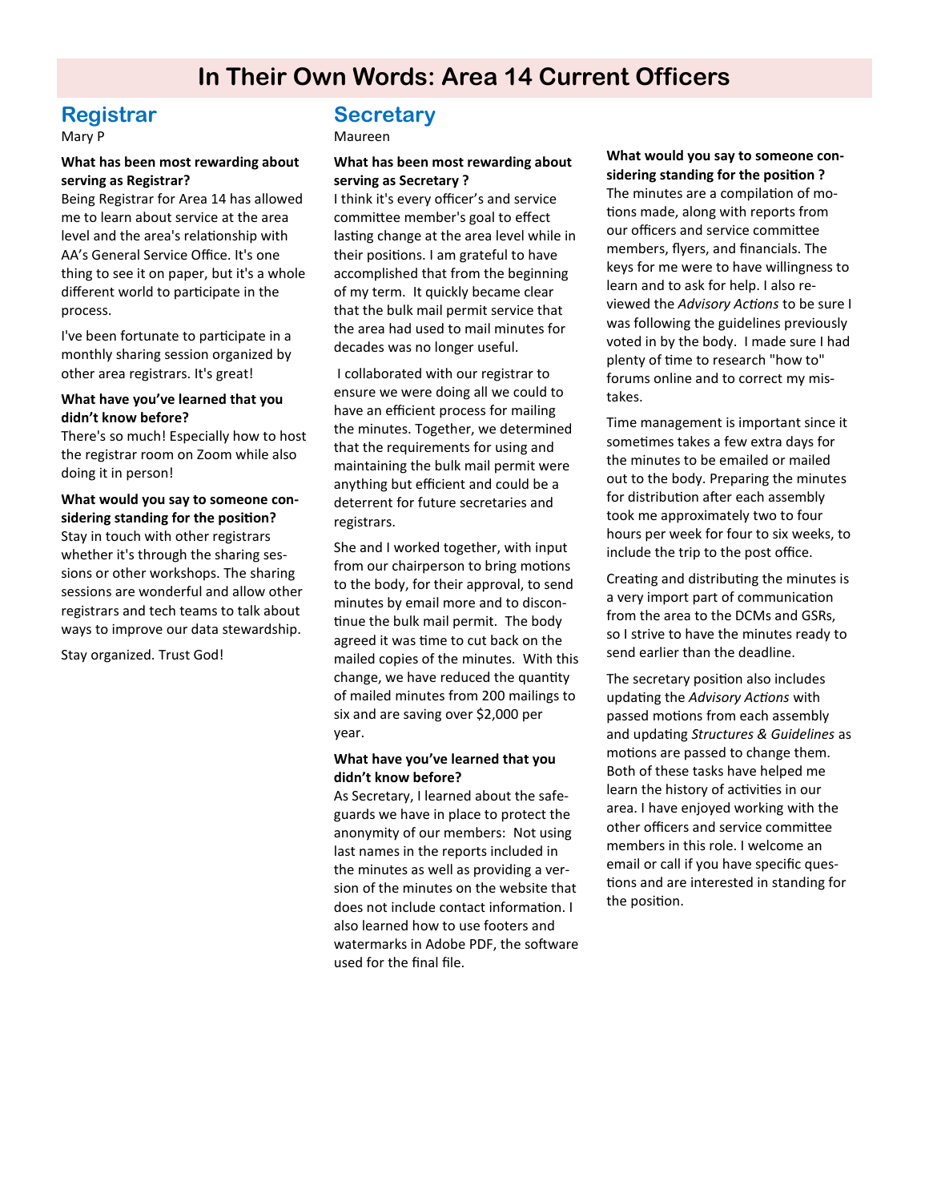# In Their Own Words: Area 14 Current Officers

## Registrar

Mary P

**What has been most rewarding about serving as Registrar?**

Being Registrar for Area 14 has allowed me to learn about service at the area level and the area's relationship with AA's General Service Office. It's one thing to see it on paper, but it's a whole different world to participate in the process.

I've been fortunate to participate in a monthly sharing session organized by other area registrars. It's great!

**What have you've learned that you didn't know before?**

There's so much! Especially how to host the registrar room on Zoom while also doing it in person!

**What would you say to someone considering standing for the position?**

Stay in touch with other registrars whether it's through the sharing sessions or other workshops. The sharing sessions are wonderful and allow other registrars and tech teams to talk about ways to improve our data stewardship.

Stay organized. Trust God!

## Secretary

Maureen

**What has been most rewarding about serving as Secretary ?**

I think it's every officer's and service committee member's goal to effect lasting change at the area level while in their positions. I am grateful to have accomplished that from the beginning of my term. It quickly became clear that the bulk mail permit service that the area had used to mail minutes for decades was no longer useful.

I collaborated with our registrar to ensure we were doing all we could to have an efficient process for mailing the minutes. Together, we determined that the requirements for using and maintaining the bulk mail permit were anything but efficient and could be a deterrent for future secretaries and registrars.

She and I worked together, with input from our chairperson to bring motions to the body, for their approval, to send minutes by email more and to discontinue the bulk mail permit. The body agreed it was time to cut back on the mailed copies of the minutes. With this change, we have reduced the quantity of mailed minutes from 200 mailings to six and are saving over $2,000 per year.

**What have you've learned that you didn't know before?**

As Secretary, I learned about the safeguards we have in place to protect the anonymity of our members: Not using last names in the reports included in the minutes as well as providing a version of the minutes on the website that does not include contact information. I also learned how to use footers and watermarks in Adobe PDF, the software used for the final file.

**What would you say to someone considering standing for the position ?**

The minutes are a compilation of motions made, along with reports from our officers and service committee members, flyers, and financials. The keys for me were to have willingness to learn and to ask for help. I also reviewed the *Advisory Actions* to be sure I was following the guidelines previously voted in by the body. I made sure I had plenty of time to research "how to" forums online and to correct my mistakes.

Time management is important since it sometimes takes a few extra days for the minutes to be emailed or mailed out to the body. Preparing the minutes for distribution after each assembly took me approximately two to four hours per week for four to six weeks, to include the trip to the post office.

Creating and distributing the minutes is a very import part of communication from the area to the DCMs and GSRs, so I strive to have the minutes ready to send earlier than the deadline.

The secretary position also includes updating the *Advisory Actions* with passed motions from each assembly and updating *Structures & Guidelines* as motions are passed to change them. Both of these tasks have helped me learn the history of activities in our area. I have enjoyed working with the other officers and service committee members in this role. I welcome an email or call if you have specific questions and are interested in standing for the position.